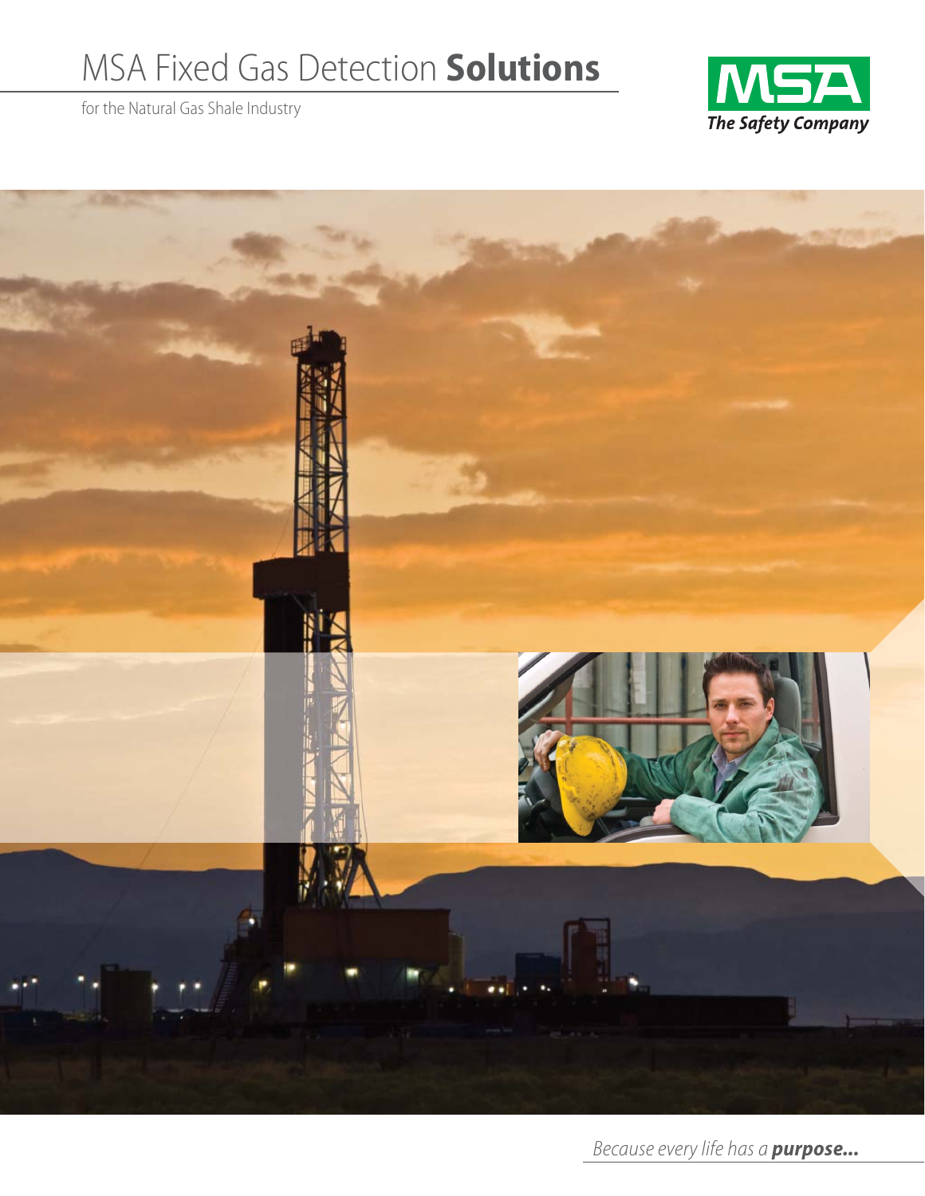# MSA Fixed Gas Detection **Solutions**

for the Natural Gas Shale Industry

MSA
The Safety Company

*Because every life has a* ***purpose...***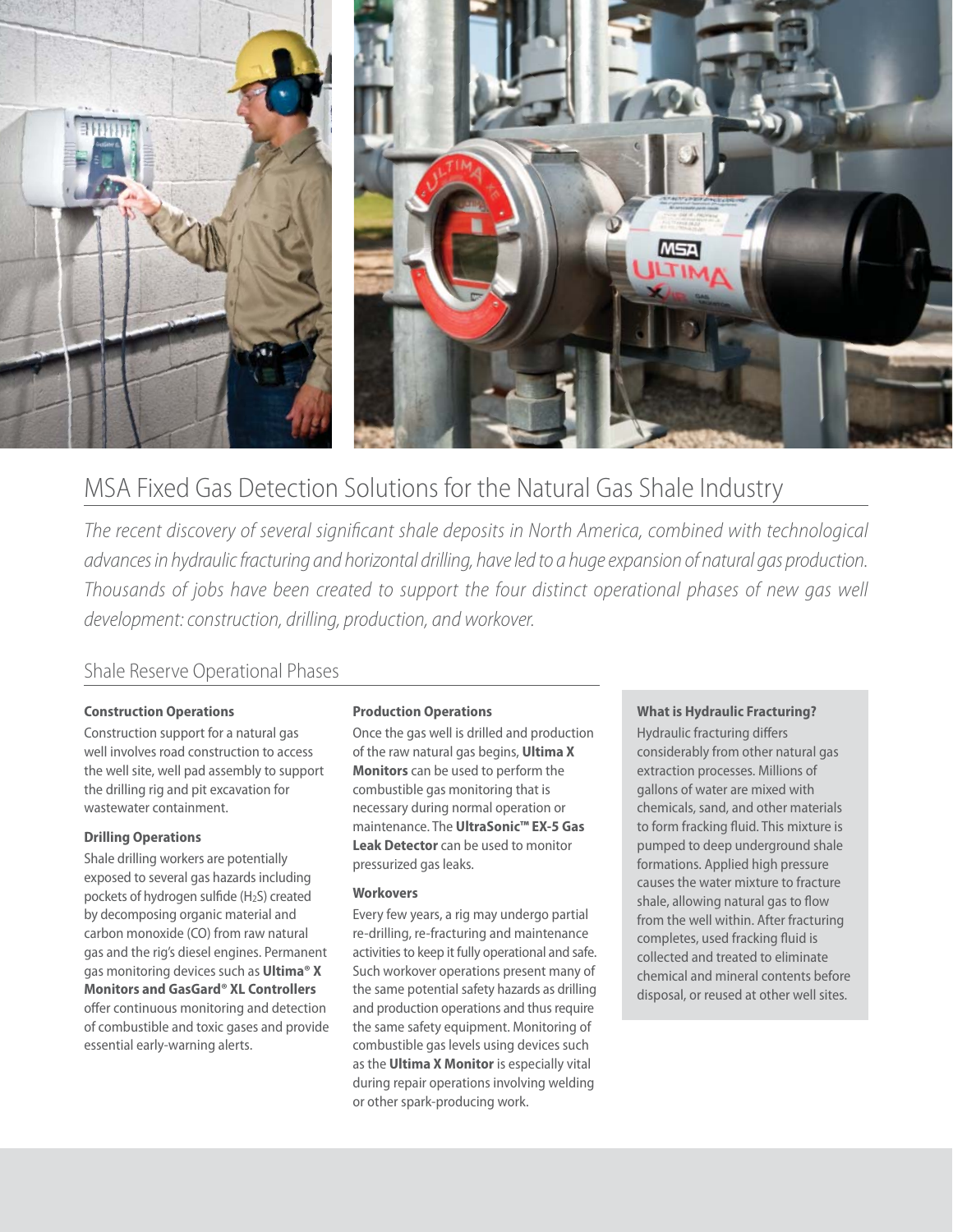# MSA Fixed Gas Detection Solutions for the Natural Gas Shale Industry

*The recent discovery of several significant shale deposits in North America, combined with technological advances in hydraulic fracturing and horizontal drilling, have led to a huge expansion of natural gas production. Thousands of jobs have been created to support the four distinct operational phases of new gas well development: construction, drilling, production, and workover.*

## Shale Reserve Operational Phases

### Construction Operations

Construction support for a natural gas well involves road construction to access the well site, well pad assembly to support the drilling rig and pit excavation for wastewater containment.

### Drilling Operations

Shale drilling workers are potentially exposed to several gas hazards including pockets of hydrogen sulfide ($H_2S$) created by decomposing organic material and carbon monoxide (CO) from raw natural gas and the rig's diesel engines. Permanent gas monitoring devices such as **Ultima® X Monitors and GasGard® XL Controllers** offer continuous monitoring and detection of combustible and toxic gases and provide essential early-warning alerts.

### Production Operations

Once the gas well is drilled and production of the raw natural gas begins, **Ultima X Monitors** can be used to perform the combustible gas monitoring that is necessary during normal operation or maintenance. The **UltraSonic™ EX-5 Gas Leak Detector** can be used to monitor pressurized gas leaks.

### Workovers

Every few years, a rig may undergo partial re-drilling, re-fracturing and maintenance activities to keep it fully operational and safe. Such workover operations present many of the same potential safety hazards as drilling and production operations and thus require the same safety equipment. Monitoring of combustible gas levels using devices such as the **Ultima X Monitor** is especially vital during repair operations involving welding or other spark-producing work.

### What is Hydraulic Fracturing?

Hydraulic fracturing differs considerably from other natural gas extraction processes. Millions of gallons of water are mixed with chemicals, sand, and other materials to form fracking fluid. This mixture is pumped to deep underground shale formations. Applied high pressure causes the water mixture to fracture shale, allowing natural gas to flow from the well within. After fracturing completes, used fracking fluid is collected and treated to eliminate chemical and mineral contents before disposal, or reused at other well sites.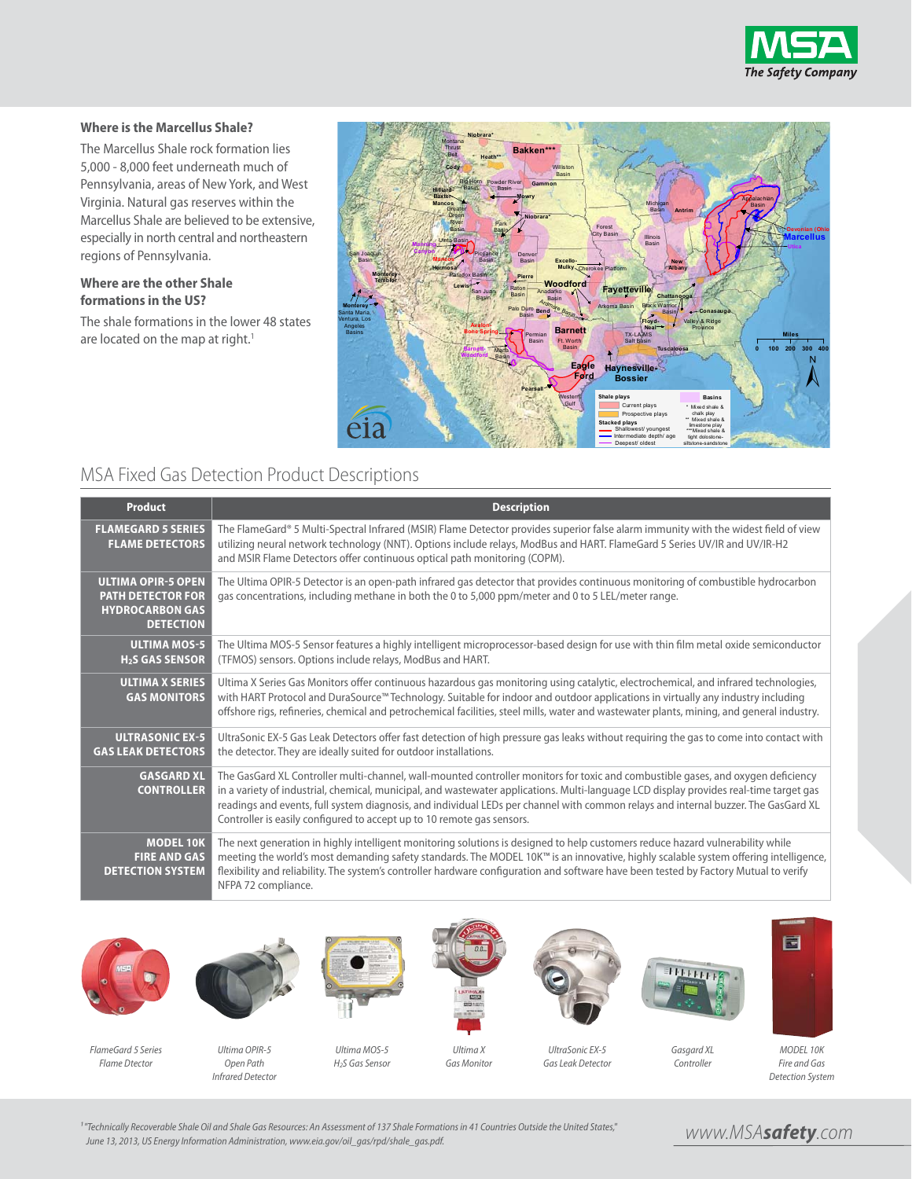### Where is the Marcellus Shale?

The Marcellus Shale rock formation lies 5,000 - 8,000 feet underneath much of Pennsylvania, areas of New York, and West Virginia. Natural gas reserves within the Marcellus Shale are believed to be extensive, especially in north central and northeastern regions of Pennsylvania.

### Where are the other Shale formations in the US?

The shale formations in the lower 48 states are located on the map at right.[1]

## MSA Fixed Gas Detection Product Descriptions

| Product | Description |
|---|---|
| **FLAMEGARD 5 SERIES FLAME DETECTORS** | The FlameGard® 5 Multi-Spectral Infrared (MSIR) Flame Detector provides superior false alarm immunity with the widest field of view utilizing neural network technology (NNT). Options include relays, ModBus and HART. FlameGard 5 Series UV/IR and UV/IR-H2 and MSIR Flame Detectors offer continuous optical path monitoring (COPM). |
| **ULTIMA OPIR-5 OPEN PATH DETECTOR FOR HYDROCARBON GAS DETECTION** | The Ultima OPIR-5 Detector is an open-path infrared gas detector that provides continuous monitoring of combustible hydrocarbon gas concentrations, including methane in both the 0 to 5,000 ppm/meter and 0 to 5 LEL/meter range. |
| **ULTIMA MOS-5 $H_2S$ GAS SENSOR** | The Ultima MOS-5 Sensor features a highly intelligent microprocessor-based design for use with thin film metal oxide semiconductor (TFMOS) sensors. Options include relays, ModBus and HART. |
| **ULTIMA X SERIES GAS MONITORS** | Ultima X Series Gas Monitors offer continuous hazardous gas monitoring using catalytic, electrochemical, and infrared technologies, with HART Protocol and DuraSource™ Technology. Suitable for indoor and outdoor applications in virtually any industry including offshore rigs, refineries, chemical and petrochemical facilities, steel mills, water and wastewater plants, mining, and general industry. |
| **ULTRASONIC EX-5 GAS LEAK DETECTORS** | UltraSonic EX-5 Gas Leak Detectors offer fast detection of high pressure gas leaks without requiring the gas to come into contact with the detector. They are ideally suited for outdoor installations. |
| **GASGARD XL CONTROLLER** | The GasGard XL Controller multi-channel, wall-mounted controller monitors for toxic and combustible gases, and oxygen deficiency in a variety of industrial, chemical, municipal, and wastewater applications. Multi-language LCD display provides real-time target gas readings and events, full system diagnosis, and individual LEDs per channel with common relays and internal buzzer. The GasGard XL Controller is easily configured to accept up to 10 remote gas sensors. |
| **MODEL 10K FIRE AND GAS DETECTION SYSTEM** | The next generation in highly intelligent monitoring solutions is designed to help customers reduce hazard vulnerability while meeting the world's most demanding safety standards. The MODEL 10K™ is an innovative, highly scalable system offering intelligence, flexibility and reliability. The system's controller hardware configuration and software have been tested by Factory Mutual to verify NFPA 72 compliance. |

*FlameGard 5 Series Flame Dtector*

*Ultima OPIR-5 Open Path Infrared Detector*

*Ultima MOS-5 $H_2S$ Gas Sensor*

*Ultima X Gas Monitor*

*UltraSonic EX-5 Gas Leak Detector*

*Gasgard XL Controller*

*MODEL 10K Fire and Gas Detection System*

[1] *"Technically Recoverable Shale Oil and Shale Gas Resources: An Assessment of 137 Shale Formations in 41 Countries Outside the United States," June 13, 2013, US Energy Information Administration, www.eia.gov/oil_gas/rpd/shale_gas.pdf.*

www.MSAsafety.com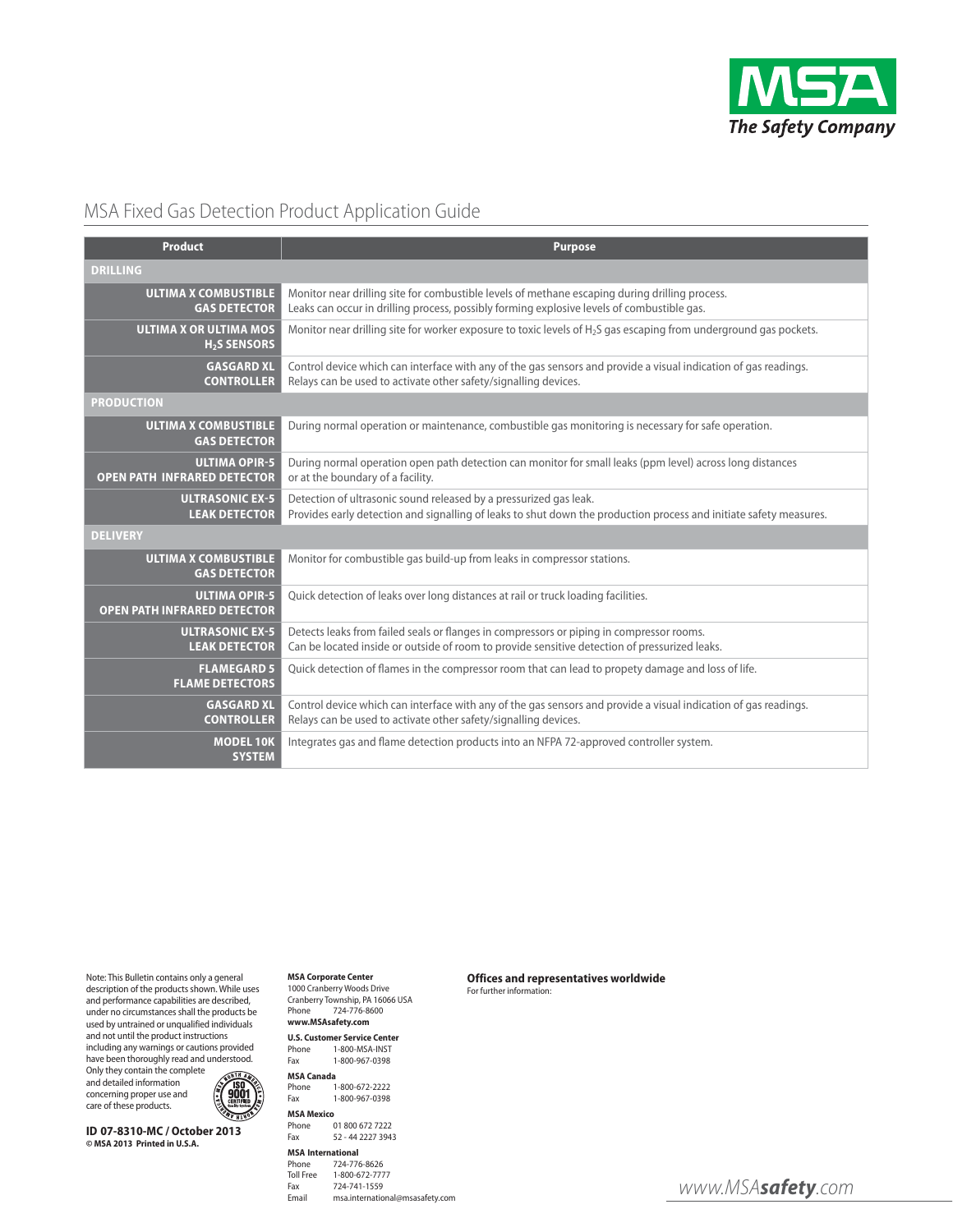# MSA Fixed Gas Detection Product Application Guide

| Product | Purpose |
|---|---|
| **DRILLING** | |
| **ULTIMA X COMBUSTIBLE GAS DETECTOR** | Monitor near drilling site for combustible levels of methane escaping during drilling process. Leaks can occur in drilling process, possibly forming explosive levels of combustible gas. |
| **ULTIMA X OR ULTIMA MOS $H_2S$ SENSORS** | Monitor near drilling site for worker exposure to toxic levels of $H_2S$ gas escaping from underground gas pockets. |
| **GASGARD XL CONTROLLER** | Control device which can interface with any of the gas sensors and provide a visual indication of gas readings. Relays can be used to activate other safety/signalling devices. |
| **PRODUCTION** | |
| **ULTIMA X COMBUSTIBLE GAS DETECTOR** | During normal operation or maintenance, combustible gas monitoring is necessary for safe operation. |
| **ULTIMA OPIR-5 OPEN PATH INFRARED DETECTOR** | During normal operation open path detection can monitor for small leaks (ppm level) across long distances or at the boundary of a facility. |
| **ULTRASONIC EX-5 LEAK DETECTOR** | Detection of ultrasonic sound released by a pressurized gas leak. Provides early detection and signalling of leaks to shut down the production process and initiate safety measures. |
| **DELIVERY** | |
| **ULTIMA X COMBUSTIBLE GAS DETECTOR** | Monitor for combustible gas build-up from leaks in compressor stations. |
| **ULTIMA OPIR-5 OPEN PATH INFRARED DETECTOR** | Quick detection of leaks over long distances at rail or truck loading facilities. |
| **ULTRASONIC EX-5 LEAK DETECTOR** | Detects leaks from failed seals or flanges in compressors or piping in compressor rooms. Can be located inside or outside of room to provide sensitive detection of pressurized leaks. |
| **FLAMEGARD 5 FLAME DETECTORS** | Quick detection of flames in the compressor room that can lead to propety damage and loss of life. |
| **GASGARD XL CONTROLLER** | Control device which can interface with any of the gas sensors and provide a visual indication of gas readings. Relays can be used to activate other safety/signalling devices. |
| **MODEL 10K SYSTEM** | Integrates gas and flame detection products into an NFPA 72-approved controller system. |

Note: This Bulletin contains only a general description of the products shown. While uses and performance capabilities are described, under no circumstances shall the products be used by untrained or unqualified individuals and not until the product instructions including any warnings or cautions provided have been thoroughly read and understood. Only they contain the complete and detailed information concerning proper use and care of these products.

**ID 07-8310-MC / October 2013**
**© MSA 2013 Printed in U.S.A.**

**MSA Corporate Center**
1000 Cranberry Woods Drive
Cranberry Township, PA 16066 USA
Phone 724-776-8600
**www.MSAsafety.com**

**U.S. Customer Service Center**
Phone 1-800-MSA-INST
Fax 1-800-967-0398

**MSA Canada**
Phone 1-800-672-2222
Fax 1-800-967-0398

**MSA Mexico**
Phone 01 800 672 7222
Fax 52 - 44 2227 3943

**MSA International**
Phone 724-776-8626
Toll Free 1-800-672-7777
Fax 724-741-1559
Email msa.international@msasafety.com

**Offices and representatives worldwide**
For further information:

www.MSAsafety.com